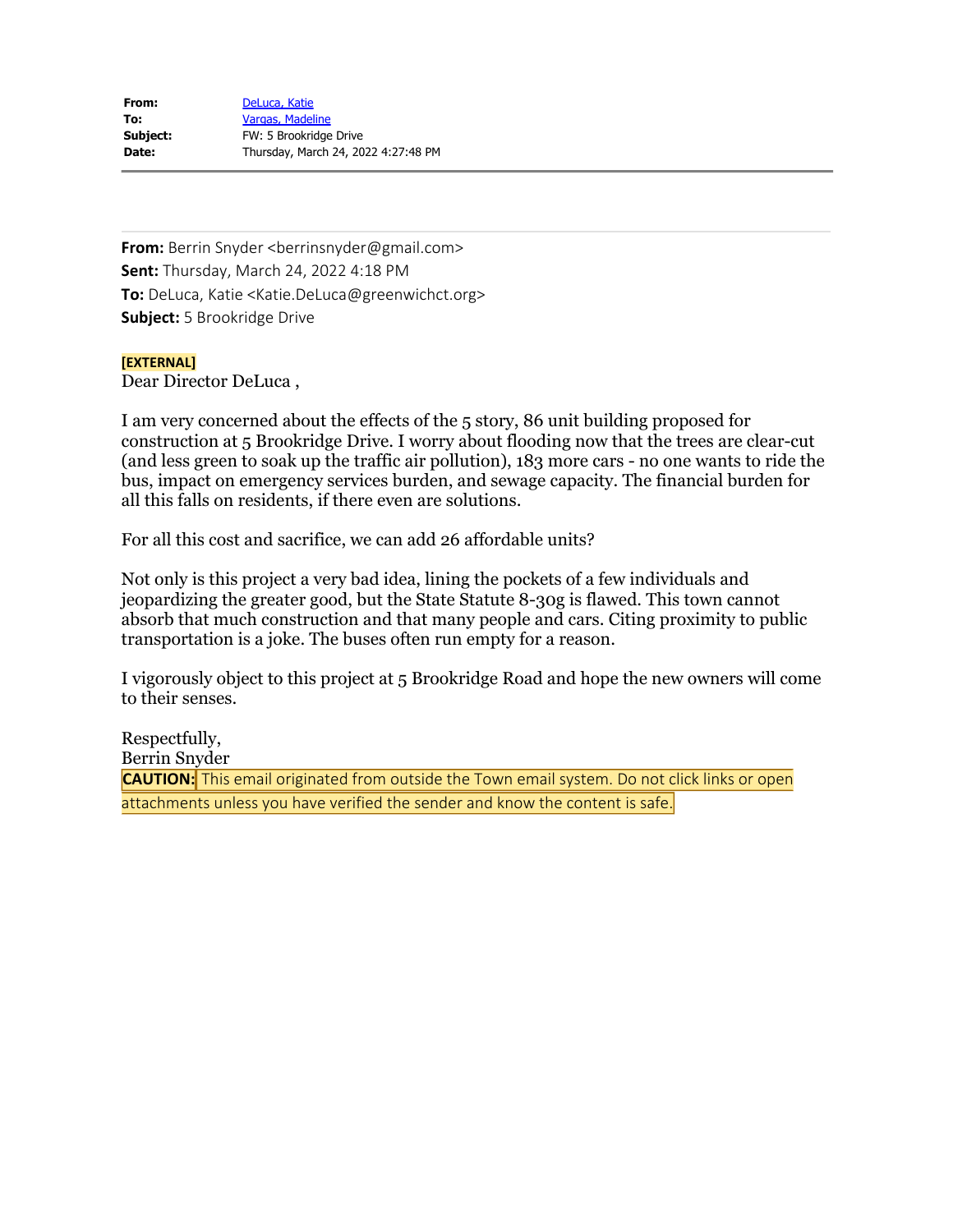**From:** DeLuca, Katie
**To:** Vargas, Madeline
**Subject:** FW: 5 Brookridge Drive
**Date:** Thursday, March 24, 2022 4:27:48 PM

---

**From:** Berrin Snyder <berrinsnyder@gmail.com>
**Sent:** Thursday, March 24, 2022 4:18 PM
**To:** DeLuca, Katie <Katie.DeLuca@greenwichct.org>
**Subject:** 5 Brookridge Drive

**[EXTERNAL]**

Dear Director DeLuca ,

I am very concerned about the effects of the 5 story, 86 unit building proposed for construction at 5 Brookridge Drive. I worry about flooding now that the trees are clear-cut (and less green to soak up the traffic air pollution), 183 more cars - no one wants to ride the bus, impact on emergency services burden, and sewage capacity. The financial burden for all this falls on residents, if there even are solutions.

For all this cost and sacrifice, we can add 26 affordable units?

Not only is this project a very bad idea, lining the pockets of a few individuals and jeopardizing the greater good, but the State Statute 8-30g is flawed. This town cannot absorb that much construction and that many people and cars. Citing proximity to public transportation is a joke. The buses often run empty for a reason.

I vigorously object to this project at 5 Brookridge Road and hope the new owners will come to their senses.

Respectfully,
Berrin Snyder

**CAUTION:** This email originated from outside the Town email system. Do not click links or open attachments unless you have verified the sender and know the content is safe.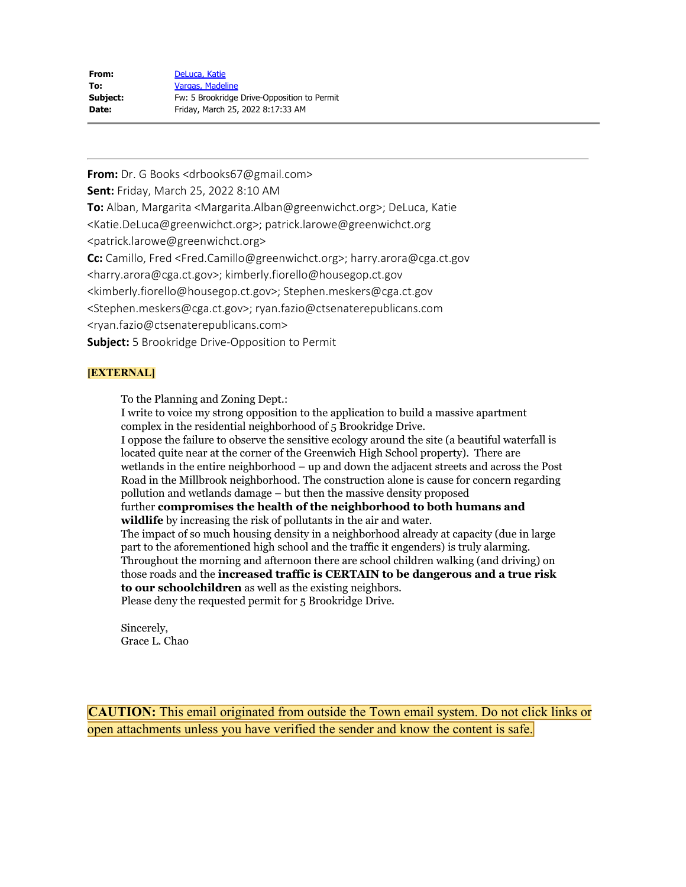| | |
|---|---|
| **From:** | DeLuca, Katie |
| **To:** | Vargas, Madeline |
| **Subject:** | Fw: 5 Brookridge Drive-Opposition to Permit |
| **Date:** | Friday, March 25, 2022 8:17:33 AM |

---

**From:** Dr. G Books <drbooks67@gmail.com>
**Sent:** Friday, March 25, 2022 8:10 AM
**To:** Alban, Margarita <Margarita.Alban@greenwichct.org>; DeLuca, Katie <Katie.DeLuca@greenwichct.org>; patrick.larowe@greenwichct.org <patrick.larowe@greenwichct.org>
**Cc:** Camillo, Fred <Fred.Camillo@greenwichct.org>; harry.arora@cga.ct.gov <harry.arora@cga.ct.gov>; kimberly.fiorello@housegop.ct.gov <kimberly.fiorello@housegop.ct.gov>; Stephen.meskers@cga.ct.gov <Stephen.meskers@cga.ct.gov>; ryan.fazio@ctsenaterepublicans.com <ryan.fazio@ctsenaterepublicans.com>
**Subject:** 5 Brookridge Drive-Opposition to Permit

**[EXTERNAL]**

To the Planning and Zoning Dept.:
I write to voice my strong opposition to the application to build a massive apartment complex in the residential neighborhood of 5 Brookridge Drive.
I oppose the failure to observe the sensitive ecology around the site (a beautiful waterfall is located quite near at the corner of the Greenwich High School property). There are wetlands in the entire neighborhood – up and down the adjacent streets and across the Post Road in the Millbrook neighborhood. The construction alone is cause for concern regarding pollution and wetlands damage – but then the massive density proposed further **compromises the health of the neighborhood to both humans and wildlife** by increasing the risk of pollutants in the air and water.
The impact of so much housing density in a neighborhood already at capacity (due in large part to the aforementioned high school and the traffic it engenders) is truly alarming. Throughout the morning and afternoon there are school children walking (and driving) on those roads and the **increased traffic is CERTAIN to be dangerous and a true risk to our schoolchildren** as well as the existing neighbors.
Please deny the requested permit for 5 Brookridge Drive.

Sincerely,
Grace L. Chao

**CAUTION:** This email originated from outside the Town email system. Do not click links or open attachments unless you have verified the sender and know the content is safe.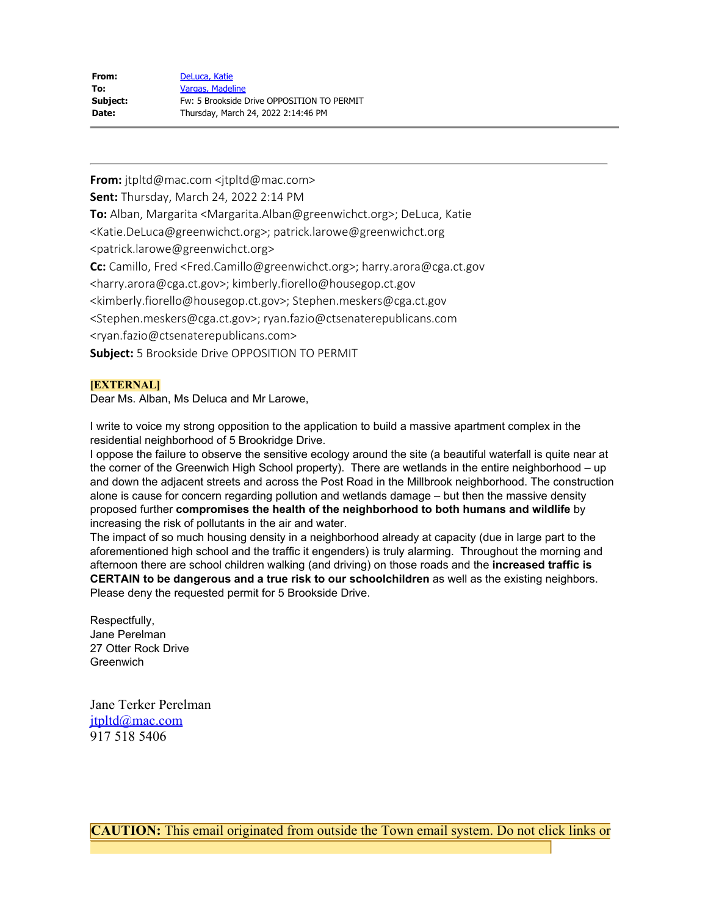| | |
|---|---|
| **From:** | DeLuca, Katie |
| **To:** | Vargas, Madeline |
| **Subject:** | Fw: 5 Brookside Drive OPPOSITION TO PERMIT |
| **Date:** | Thursday, March 24, 2022 2:14:46 PM |

---

**From:** jtpltd@mac.com <jtpltd@mac.com>
**Sent:** Thursday, March 24, 2022 2:14 PM
**To:** Alban, Margarita <Margarita.Alban@greenwichct.org>; DeLuca, Katie <Katie.DeLuca@greenwichct.org>; patrick.larowe@greenwichct.org <patrick.larowe@greenwichct.org>
**Cc:** Camillo, Fred <Fred.Camillo@greenwichct.org>; harry.arora@cga.ct.gov <harry.arora@cga.ct.gov>; kimberly.fiorello@housegop.ct.gov <kimberly.fiorello@housegop.ct.gov>; Stephen.meskers@cga.ct.gov <Stephen.meskers@cga.ct.gov>; ryan.fazio@ctsenaterepublicans.com <ryan.fazio@ctsenaterepublicans.com>
**Subject:** 5 Brookside Drive OPPOSITION TO PERMIT

**[EXTERNAL]**

Dear Ms. Alban, Ms Deluca and Mr Larowe,

I write to voice my strong opposition to the application to build a massive apartment complex in the residential neighborhood of 5 Brookridge Drive.

I oppose the failure to observe the sensitive ecology around the site (a beautiful waterfall is quite near at the corner of the Greenwich High School property). There are wetlands in the entire neighborhood – up and down the adjacent streets and across the Post Road in the Millbrook neighborhood. The construction alone is cause for concern regarding pollution and wetlands damage – but then the massive density proposed further **compromises the health of the neighborhood to both humans and wildlife** by increasing the risk of pollutants in the air and water.

The impact of so much housing density in a neighborhood already at capacity (due in large part to the aforementioned high school and the traffic it engenders) is truly alarming. Throughout the morning and afternoon there are school children walking (and driving) on those roads and the **increased traffic is CERTAIN to be dangerous and a true risk to our schoolchildren** as well as the existing neighbors.

Please deny the requested permit for 5 Brookside Drive.

Respectfully,
Jane Perelman
27 Otter Rock Drive
Greenwich

Jane Terker Perelman
jtpltd@mac.com
917 518 5406

**CAUTION:** This email originated from outside the Town email system. Do not click links or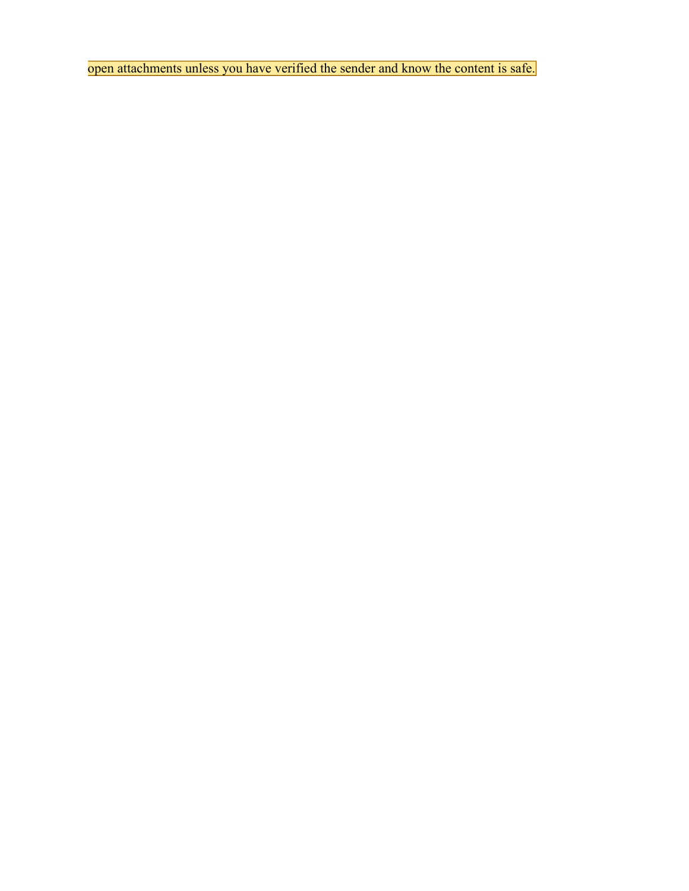open attachments unless you have verified the sender and know the content is safe.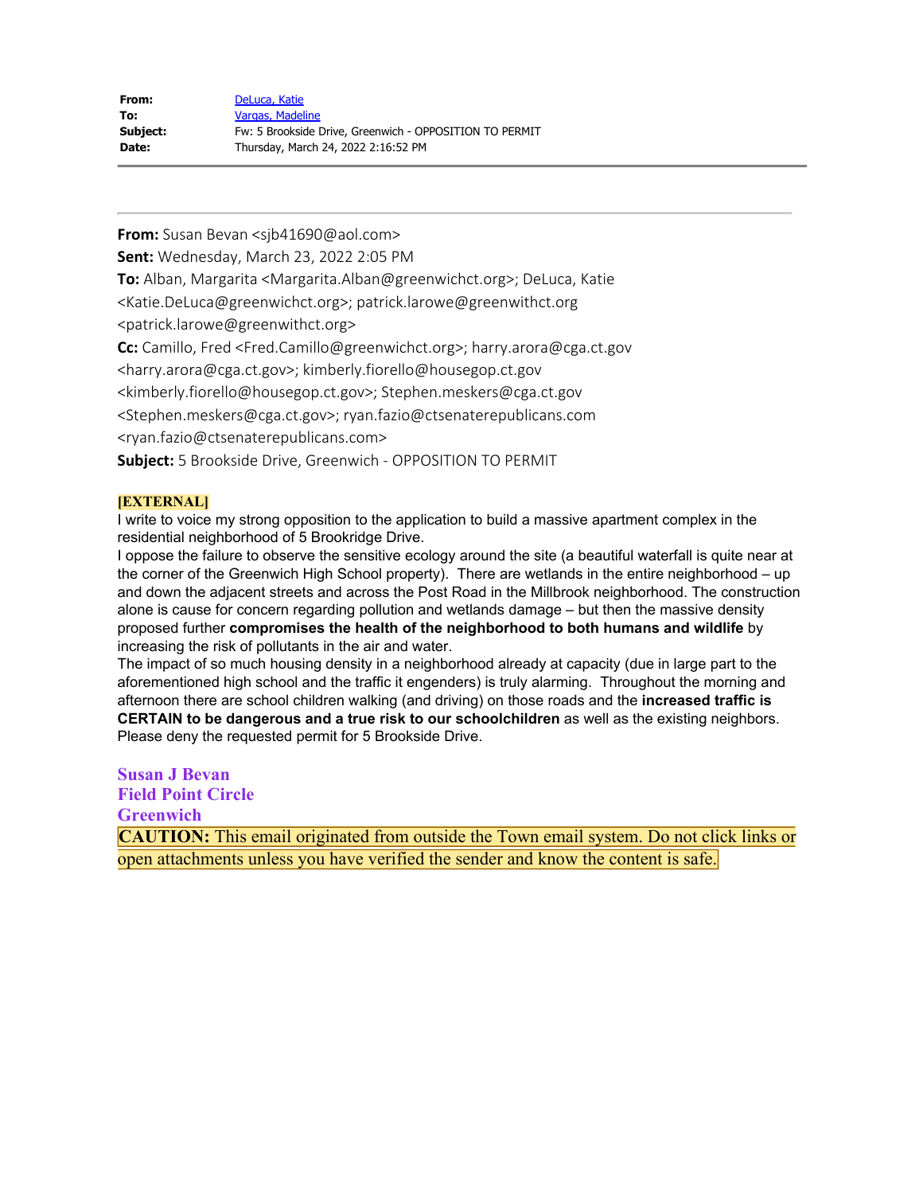| | |
|---|---|
| **From:** | DeLuca, Katie |
| **To:** | Vargas, Madeline |
| **Subject:** | Fw: 5 Brookside Drive, Greenwich - OPPOSITION TO PERMIT |
| **Date:** | Thursday, March 24, 2022 2:16:52 PM |

---

**From:** Susan Bevan <sjb41690@aol.com>
**Sent:** Wednesday, March 23, 2022 2:05 PM
**To:** Alban, Margarita <Margarita.Alban@greenwichct.org>; DeLuca, Katie <Katie.DeLuca@greenwichct.org>; patrick.larowe@greenwithct.org <patrick.larowe@greenwithct.org>
**Cc:** Camillo, Fred <Fred.Camillo@greenwichct.org>; harry.arora@cga.ct.gov <harry.arora@cga.ct.gov>; kimberly.fiorello@housegop.ct.gov <kimberly.fiorello@housegop.ct.gov>; Stephen.meskers@cga.ct.gov <Stephen.meskers@cga.ct.gov>; ryan.fazio@ctsenaterepublicans.com <ryan.fazio@ctsenaterepublicans.com>
**Subject:** 5 Brookside Drive, Greenwich - OPPOSITION TO PERMIT

**[EXTERNAL]**

I write to voice my strong opposition to the application to build a massive apartment complex in the residential neighborhood of 5 Brookridge Drive.

I oppose the failure to observe the sensitive ecology around the site (a beautiful waterfall is quite near at the corner of the Greenwich High School property). There are wetlands in the entire neighborhood – up and down the adjacent streets and across the Post Road in the Millbrook neighborhood. The construction alone is cause for concern regarding pollution and wetlands damage – but then the massive density proposed further **compromises the health of the neighborhood to both humans and wildlife** by increasing the risk of pollutants in the air and water.

The impact of so much housing density in a neighborhood already at capacity (due in large part to the aforementioned high school and the traffic it engenders) is truly alarming. Throughout the morning and afternoon there are school children walking (and driving) on those roads and the **increased traffic is CERTAIN to be dangerous and a true risk to our schoolchildren** as well as the existing neighbors.

Please deny the requested permit for 5 Brookside Drive.

**Susan J Bevan**
**Field Point Circle**
**Greenwich**

**CAUTION:** This email originated from outside the Town email system. Do not click links or open attachments unless you have verified the sender and know the content is safe.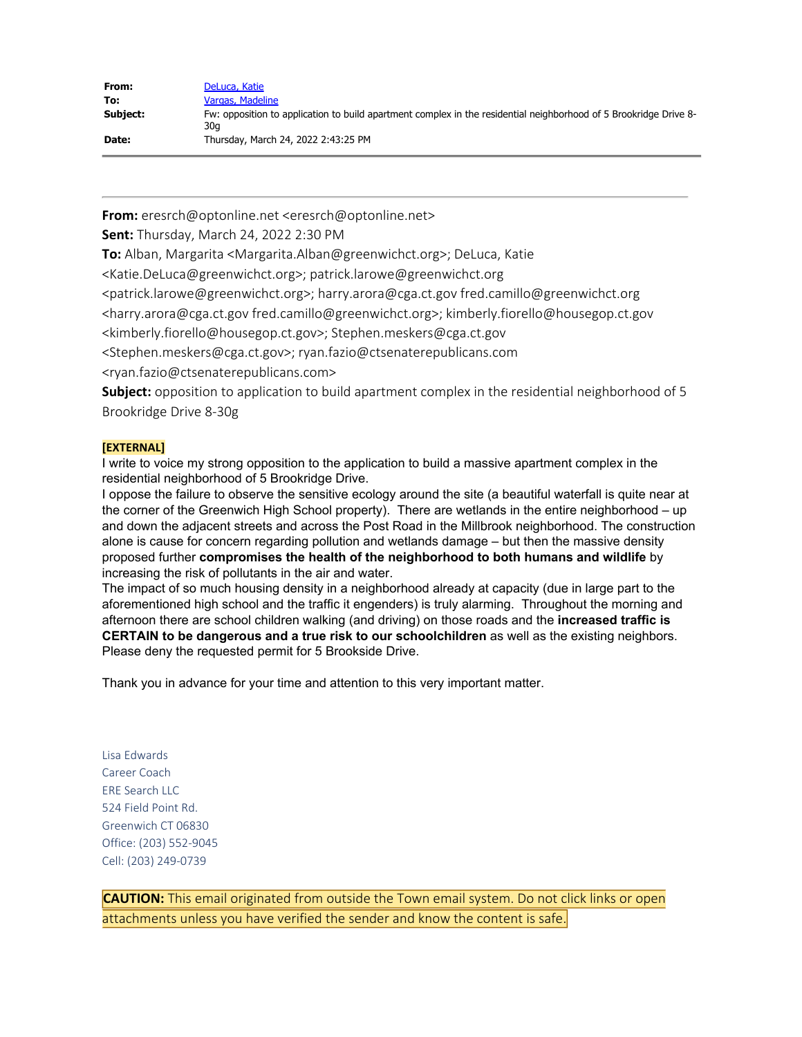| | |
|---|---|
| **From:** | DeLuca, Katie |
| **To:** | Vargas, Madeline |
| **Subject:** | Fw: opposition to application to build apartment complex in the residential neighborhood of 5 Brookridge Drive 8-30g |
| **Date:** | Thursday, March 24, 2022 2:43:25 PM |

---

**From:** eresrch@optonline.net <eresrch@optonline.net>
**Sent:** Thursday, March 24, 2022 2:30 PM
**To:** Alban, Margarita <Margarita.Alban@greenwichct.org>; DeLuca, Katie <Katie.DeLuca@greenwichct.org>; patrick.larowe@greenwichct.org <patrick.larowe@greenwichct.org>; harry.arora@cga.ct.gov fred.camillo@greenwichct.org <harry.arora@cga.ct.gov fred.camillo@greenwichct.org>; kimberly.fiorello@housegop.ct.gov <kimberly.fiorello@housegop.ct.gov>; Stephen.meskers@cga.ct.gov <Stephen.meskers@cga.ct.gov>; ryan.fazio@ctsenaterepublicans.com <ryan.fazio@ctsenaterepublicans.com>
**Subject:** opposition to application to build apartment complex in the residential neighborhood of 5 Brookridge Drive 8-30g

**[EXTERNAL]**

I write to voice my strong opposition to the application to build a massive apartment complex in the residential neighborhood of 5 Brookridge Drive.

I oppose the failure to observe the sensitive ecology around the site (a beautiful waterfall is quite near at the corner of the Greenwich High School property). There are wetlands in the entire neighborhood – up and down the adjacent streets and across the Post Road in the Millbrook neighborhood. The construction alone is cause for concern regarding pollution and wetlands damage – but then the massive density proposed further **compromises the health of the neighborhood to both humans and wildlife** by increasing the risk of pollutants in the air and water.

The impact of so much housing density in a neighborhood already at capacity (due in large part to the aforementioned high school and the traffic it engenders) is truly alarming. Throughout the morning and afternoon there are school children walking (and driving) on those roads and the **increased traffic is CERTAIN to be dangerous and a true risk to our schoolchildren** as well as the existing neighbors.

Please deny the requested permit for 5 Brookside Drive.

Thank you in advance for your time and attention to this very important matter.

Lisa Edwards
Career Coach
ERE Search LLC
524 Field Point Rd.
Greenwich CT 06830
Office: (203) 552-9045
Cell: (203) 249-0739

**CAUTION:** This email originated from outside the Town email system. Do not click links or open attachments unless you have verified the sender and know the content is safe.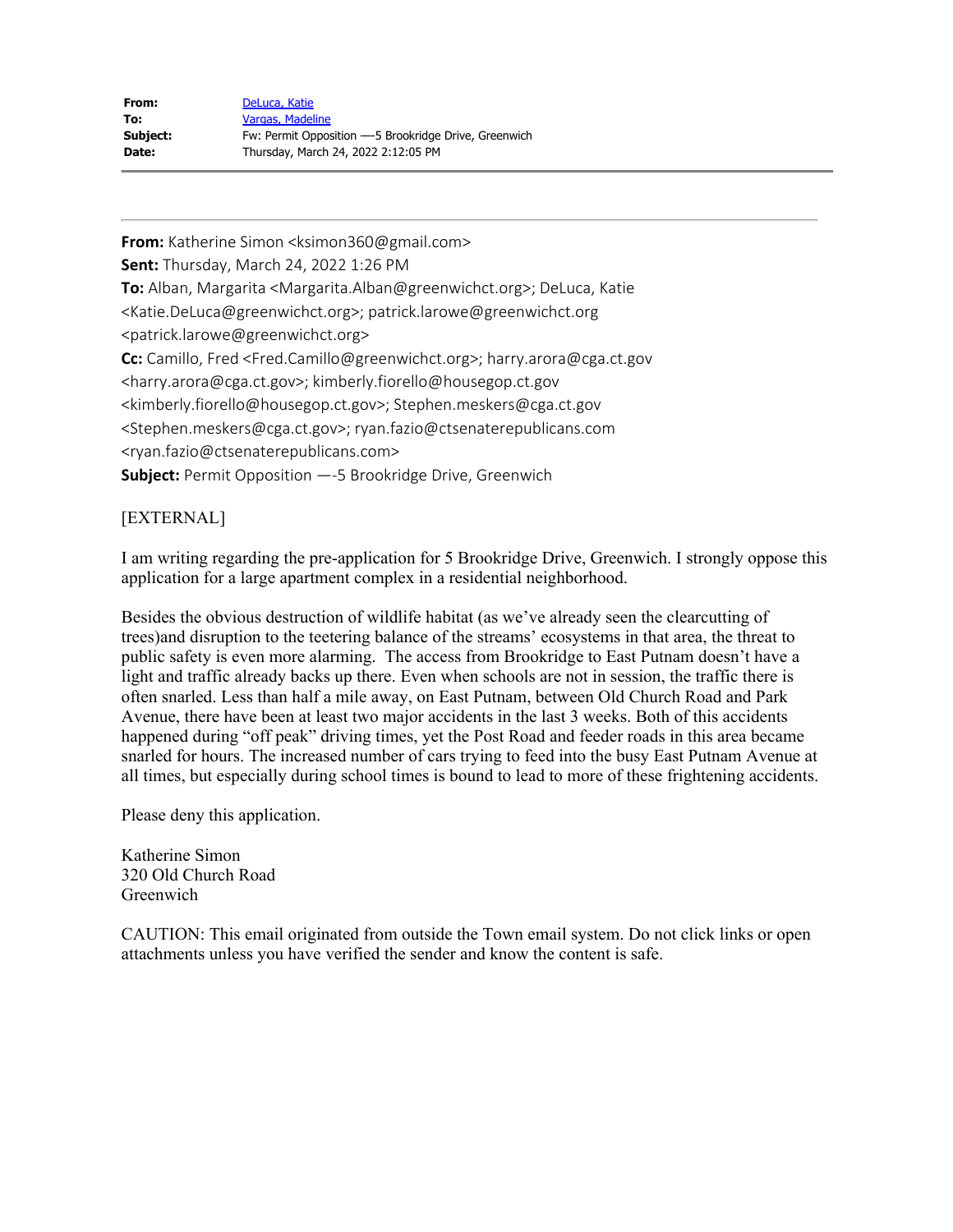**From:** DeLuca, Katie
**To:** Vargas, Madeline
**Subject:** Fw: Permit Opposition —-5 Brookridge Drive, Greenwich
**Date:** Thursday, March 24, 2022 2:12:05 PM

---

**From:** Katherine Simon <ksimon360@gmail.com>
**Sent:** Thursday, March 24, 2022 1:26 PM
**To:** Alban, Margarita <Margarita.Alban@greenwichct.org>; DeLuca, Katie <Katie.DeLuca@greenwichct.org>; patrick.larowe@greenwichct.org <patrick.larowe@greenwichct.org>
**Cc:** Camillo, Fred <Fred.Camillo@greenwichct.org>; harry.arora@cga.ct.gov <harry.arora@cga.ct.gov>; kimberly.fiorello@housegop.ct.gov <kimberly.fiorello@housegop.ct.gov>; Stephen.meskers@cga.ct.gov <Stephen.meskers@cga.ct.gov>; ryan.fazio@ctsenaterepublicans.com <ryan.fazio@ctsenaterepublicans.com>
**Subject:** Permit Opposition —-5 Brookridge Drive, Greenwich

[EXTERNAL]

I am writing regarding the pre-application for 5 Brookridge Drive, Greenwich. I strongly oppose this application for a large apartment complex in a residential neighborhood.

Besides the obvious destruction of wildlife habitat (as we've already seen the clearcutting of trees)and disruption to the teetering balance of the streams' ecosystems in that area, the threat to public safety is even more alarming. The access from Brookridge to East Putnam doesn't have a light and traffic already backs up there. Even when schools are not in session, the traffic there is often snarled. Less than half a mile away, on East Putnam, between Old Church Road and Park Avenue, there have been at least two major accidents in the last 3 weeks. Both of this accidents happened during "off peak" driving times, yet the Post Road and feeder roads in this area became snarled for hours. The increased number of cars trying to feed into the busy East Putnam Avenue at all times, but especially during school times is bound to lead to more of these frightening accidents.

Please deny this application.

Katherine Simon
320 Old Church Road
Greenwich

CAUTION: This email originated from outside the Town email system. Do not click links or open attachments unless you have verified the sender and know the content is safe.